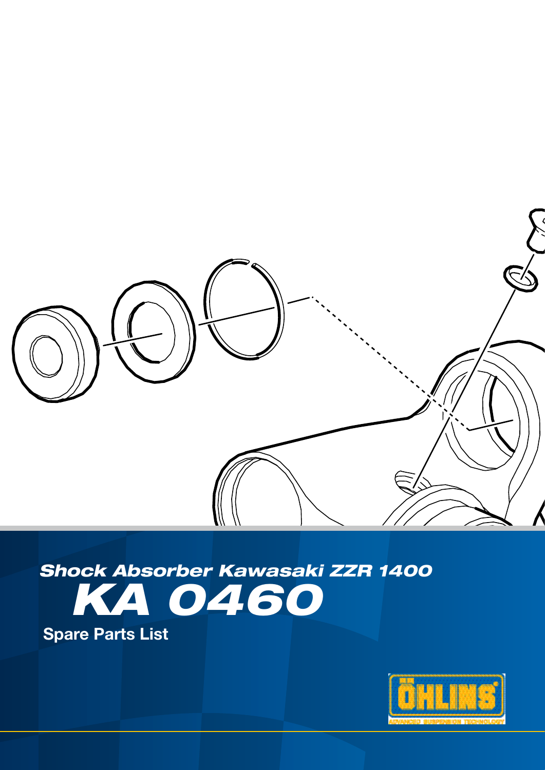*Shock Absorber Kawasaki ZZR 1400*

# *KA 0460*

**Spare Parts List**

ÖHLINS

ADVANCED SUSPENSION TECHNOLOGY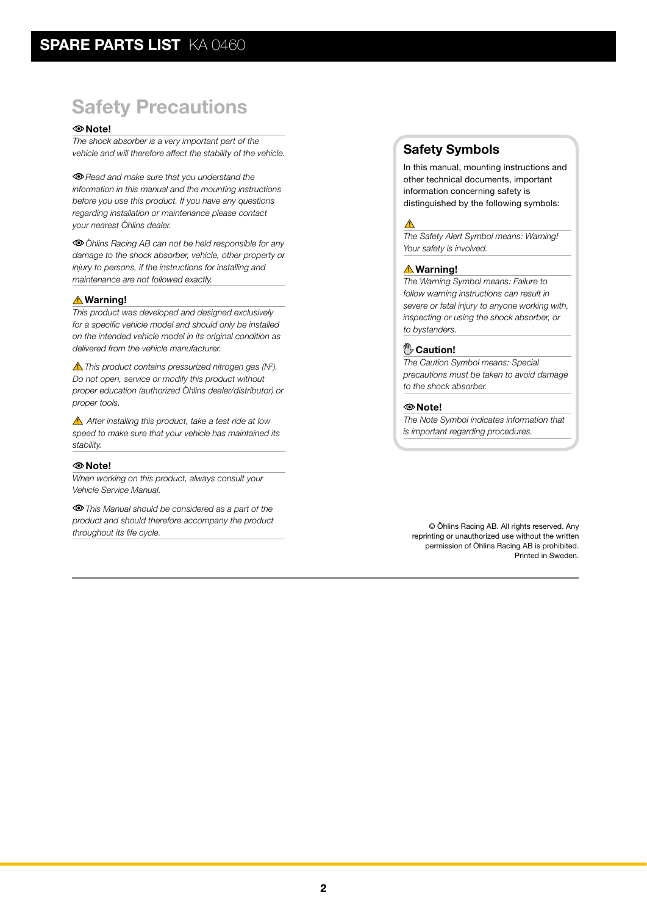# Safety Precautions

**Note!**

*The shock absorber is a very important part of the vehicle and will therefore affect the stability of the vehicle.*

*Read and make sure that you understand the information in this manual and the mounting instructions before you use this product. If you have any questions regarding installation or maintenance please contact your nearest Öhlins dealer.*

*Öhlins Racing AB can not be held responsible for any damage to the shock absorber, vehicle, other property or injury to persons, if the instructions for installing and maintenance are not followed exactly.*

**⚠ Warning!**

*This product was developed and designed exclusively for a specific vehicle model and should only be installed on the intended vehicle model in its original condition as delivered from the vehicle manufacturer.*

⚠ *This product contains pressurized nitrogen gas ($N^2$). Do not open, service or modify this product without proper education (authorized Öhlins dealer/distributor) or proper tools.*

⚠ *After installing this product, take a test ride at low speed to make sure that your vehicle has maintained its stability.*

**Note!**

*When working on this product, always consult your Vehicle Service Manual.*

*This Manual should be considered as a part of the product and should therefore accompany the product throughout its life cycle.*

## Safety Symbols

In this manual, mounting instructions and other technical documents, important information concerning safety is distinguished by the following symbols:

⚠

*The Safety Alert Symbol means: Warning! Your safety is involved.*

**⚠ Warning!**

*The Warning Symbol means: Failure to follow warning instructions can result in severe or fatal injury to anyone working with, inspecting or using the shock absorber, or to bystanders.*

**Caution!**

*The Caution Symbol means: Special precautions must be taken to avoid damage to the shock absorber.*

**Note!**

*The Note Symbol indicates information that is important regarding procedures.*

© Öhlins Racing AB. All rights reserved. Any reprinting or unauthorized use without the written permission of Öhlins Racing AB is prohibited. Printed in Sweden.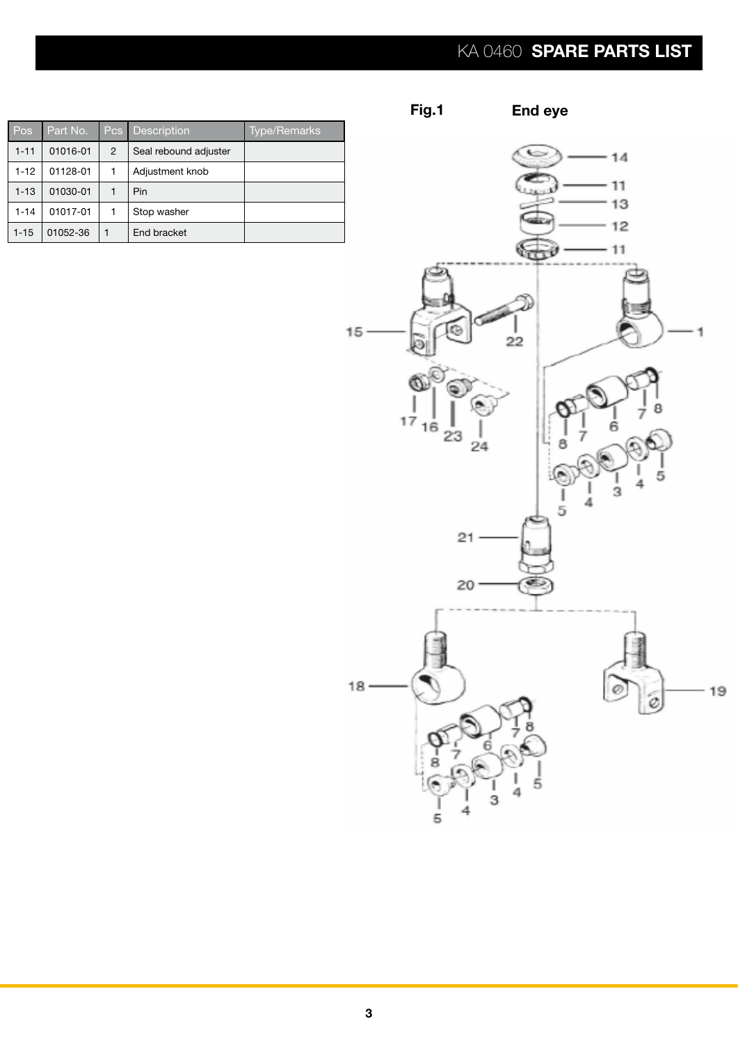| Pos | Part No. | Pcs | Description | Type/Remarks |
|---|---|---|---|---|
| 1-11 | 01016-01 | 2 | Seal rebound adjuster | |
| 1-12 | 01128-01 | 1 | Adjustment knob | |
| 1-13 | 01030-01 | 1 | Pin | |
| 1-14 | 01017-01 | 1 | Stop washer | |
| 1-15 | 01052-36 | 1 | End bracket | |

**Fig.1** **End eye**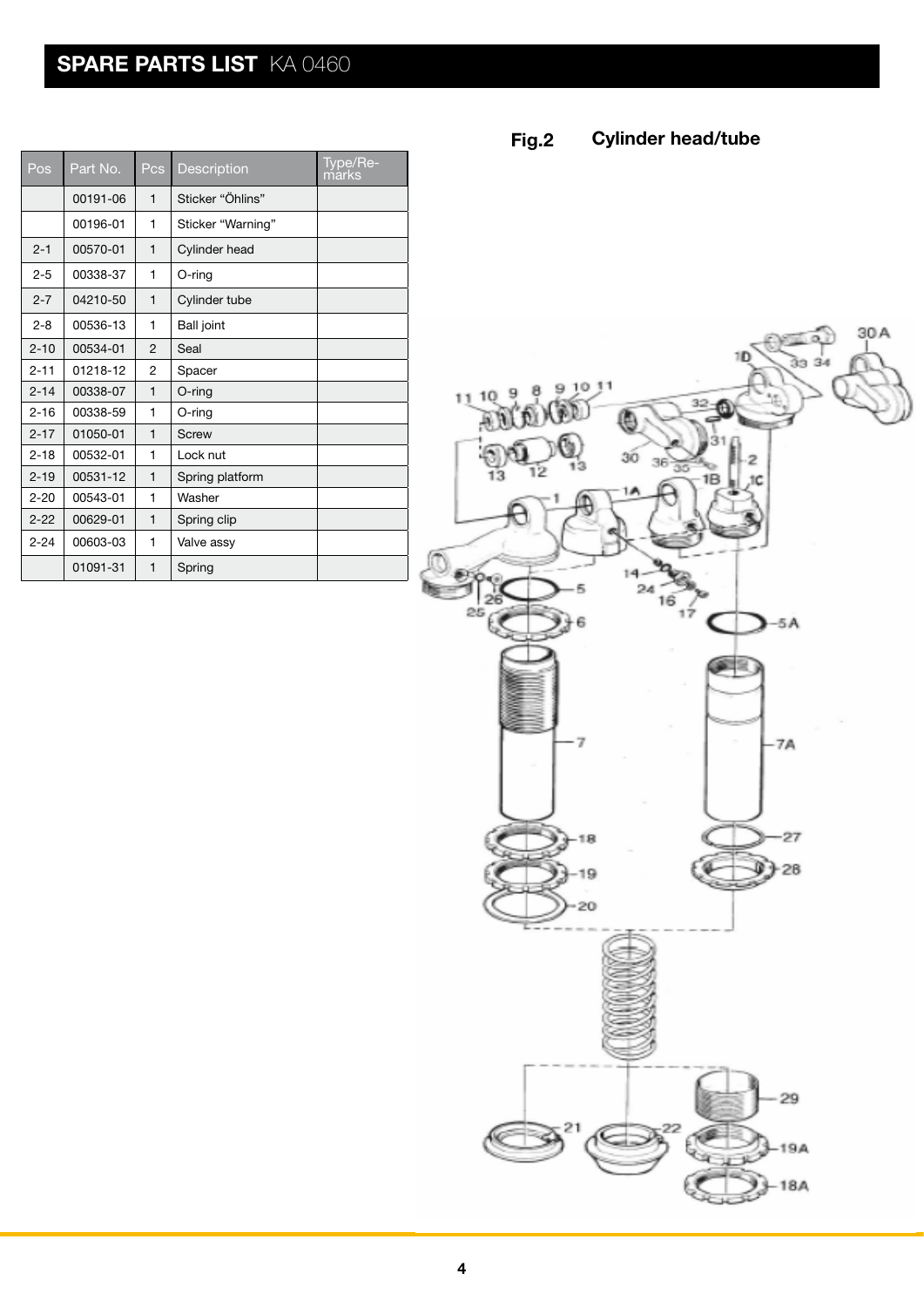# SPARE PARTS LIST KA 0460

## Fig.2 Cylinder head/tube

| Pos | Part No. | Pcs | Description | Type/Remarks |
|---|---|---|---|---|
| | 00191-06 | 1 | Sticker "Öhlins" | |
| | 00196-01 | 1 | Sticker "Warning" | |
| 2-1 | 00570-01 | 1 | Cylinder head | |
| 2-5 | 00338-37 | 1 | O-ring | |
| 2-7 | 04210-50 | 1 | Cylinder tube | |
| 2-8 | 00536-13 | 1 | Ball joint | |
| 2-10 | 00534-01 | 2 | Seal | |
| 2-11 | 01218-12 | 2 | Spacer | |
| 2-14 | 00338-07 | 1 | O-ring | |
| 2-16 | 00338-59 | 1 | O-ring | |
| 2-17 | 01050-01 | 1 | Screw | |
| 2-18 | 00532-01 | 1 | Lock nut | |
| 2-19 | 00531-12 | 1 | Spring platform | |
| 2-20 | 00543-01 | 1 | Washer | |
| 2-22 | 00629-01 | 1 | Spring clip | |
| 2-24 | 00603-03 | 1 | Valve assy | |
| | 01091-31 | 1 | Spring | |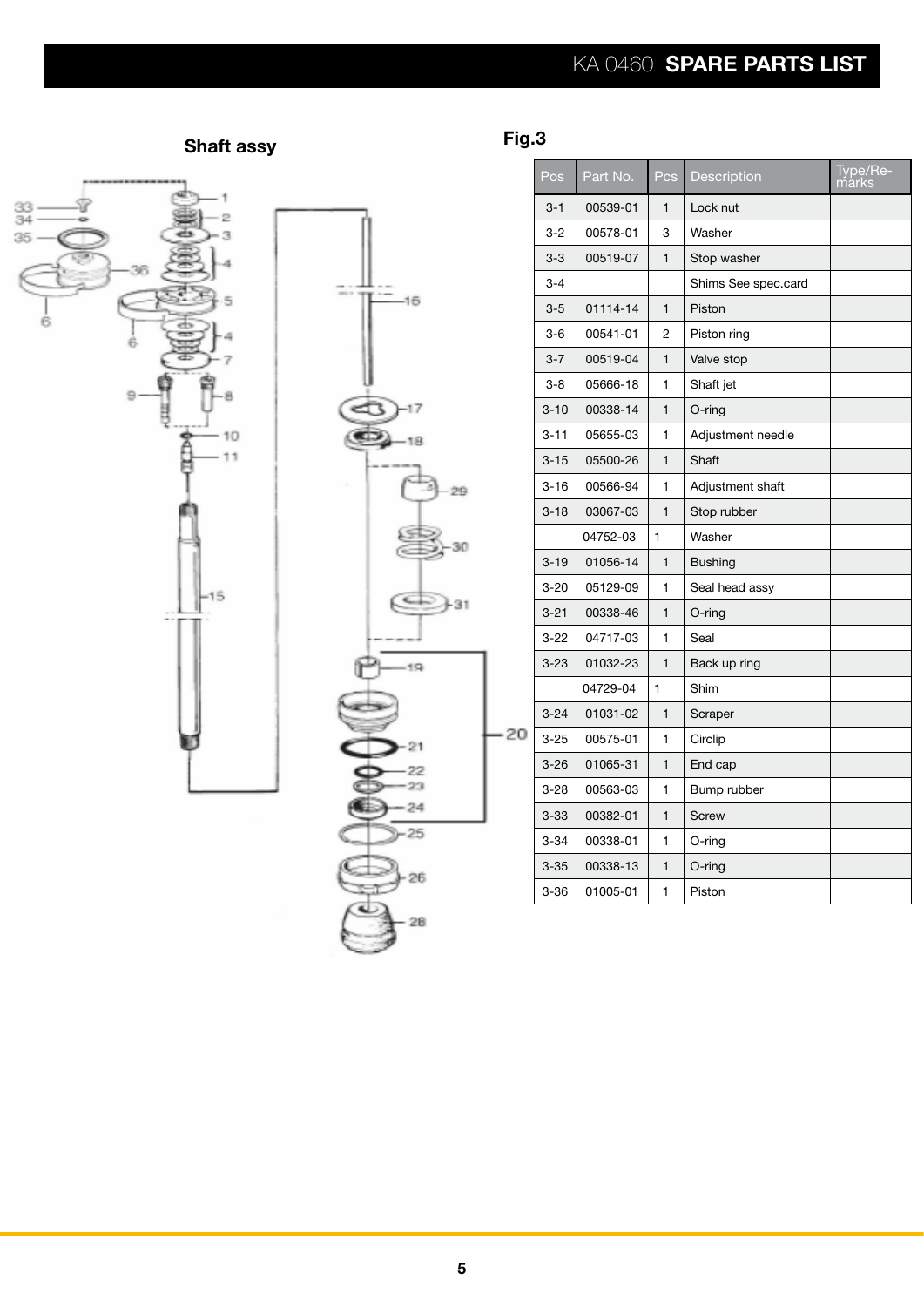## Shaft assy

## Fig.3

| Pos | Part No. | Pcs | Description | Type/Re-marks |
|---|---|---|---|---|
| 3-1 | 00539-01 | 1 | Lock nut | |
| 3-2 | 00578-01 | 3 | Washer | |
| 3-3 | 00519-07 | 1 | Stop washer | |
| 3-4 | | | Shims See spec.card | |
| 3-5 | 01114-14 | 1 | Piston | |
| 3-6 | 00541-01 | 2 | Piston ring | |
| 3-7 | 00519-04 | 1 | Valve stop | |
| 3-8 | 05666-18 | 1 | Shaft jet | |
| 3-10 | 00338-14 | 1 | O-ring | |
| 3-11 | 05655-03 | 1 | Adjustment needle | |
| 3-15 | 05500-26 | 1 | Shaft | |
| 3-16 | 00566-94 | 1 | Adjustment shaft | |
| 3-18 | 03067-03 | 1 | Stop rubber | |
| | 04752-03 | 1 | Washer | |
| 3-19 | 01056-14 | 1 | Bushing | |
| 3-20 | 05129-09 | 1 | Seal head assy | |
| 3-21 | 00338-46 | 1 | O-ring | |
| 3-22 | 04717-03 | 1 | Seal | |
| 3-23 | 01032-23 | 1 | Back up ring | |
| | 04729-04 | 1 | Shim | |
| 3-24 | 01031-02 | 1 | Scraper | |
| 3-25 | 00575-01 | 1 | Circlip | |
| 3-26 | 01065-31 | 1 | End cap | |
| 3-28 | 00563-03 | 1 | Bump rubber | |
| 3-33 | 00382-01 | 1 | Screw | |
| 3-34 | 00338-01 | 1 | O-ring | |
| 3-35 | 00338-13 | 1 | O-ring | |
| 3-36 | 01005-01 | 1 | Piston | |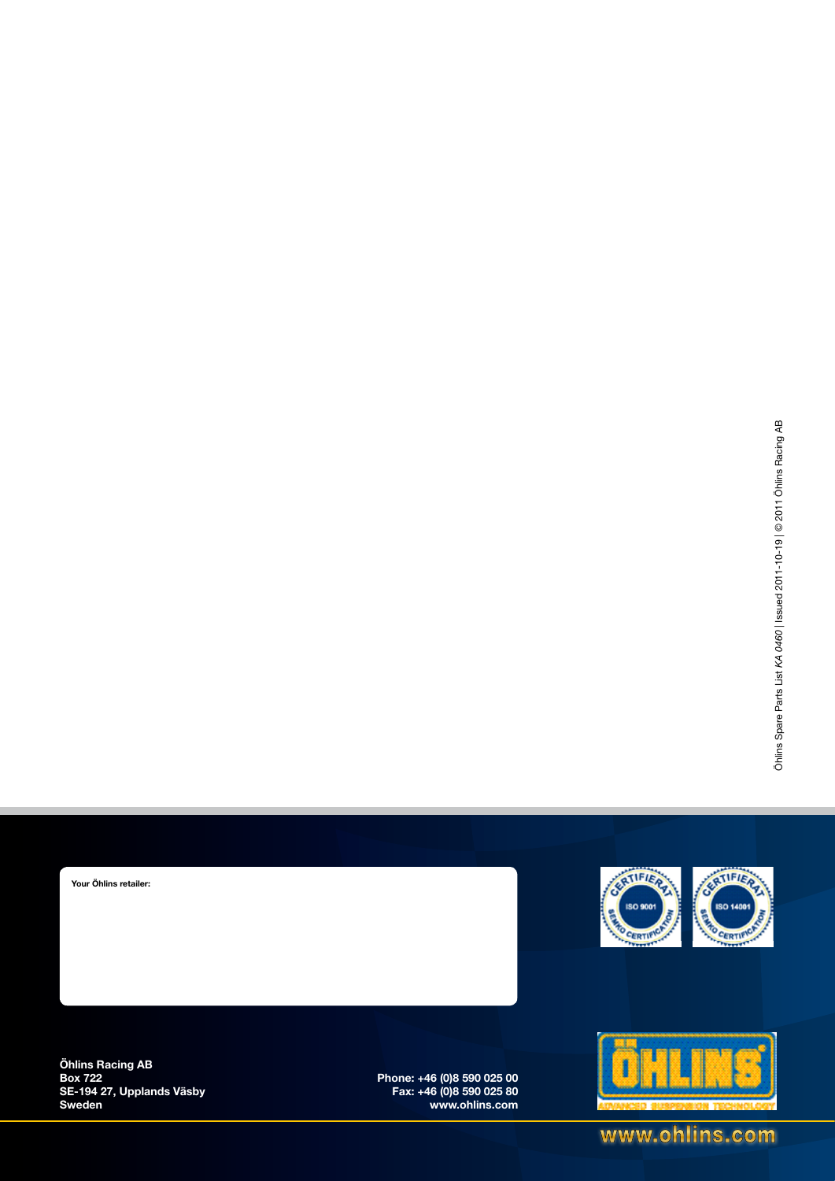Öhlins Spare Parts List *KA 0460* | Issued 2011-10-19 | © 2011 Öhlins Racing AB

**Your Öhlins retailer:**

ISO 9001

ISO 14001

**Öhlins Racing AB**
**Box 722**
**SE-194 27, Upplands Väsby**
**Sweden**

**Phone: +46 (0)8 590 025 00**
**Fax: +46 (0)8 590 025 80**
**www.ohlins.com**

ÖHLINS

ADVANCED SUSPENSION TECHNOLOGY

www.ohlins.com